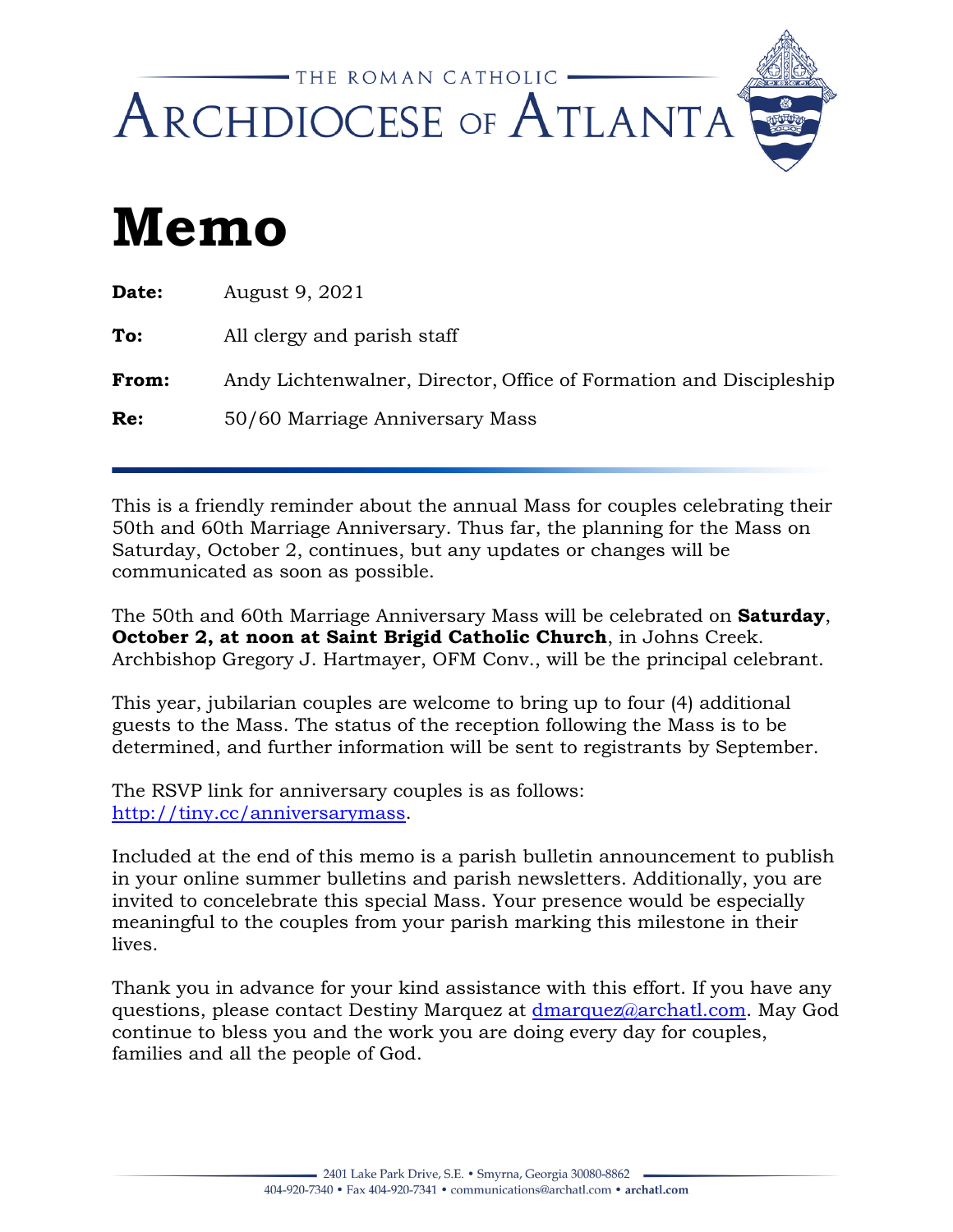THE ROMAN CATHOLIC

ARCHDIOCESE OF ATLANTA

# Memo

**Date:** August 9, 2021

**To:** All clergy and parish staff

**From:** Andy Lichtenwalner, Director, Office of Formation and Discipleship

**Re:** 50/60 Marriage Anniversary Mass

---

This is a friendly reminder about the annual Mass for couples celebrating their 50th and 60th Marriage Anniversary. Thus far, the planning for the Mass on Saturday, October 2, continues, but any updates or changes will be communicated as soon as possible.

The 50th and 60th Marriage Anniversary Mass will be celebrated on **Saturday**, **October 2, at noon at Saint Brigid Catholic Church**, in Johns Creek. Archbishop Gregory J. Hartmayer, OFM Conv., will be the principal celebrant.

This year, jubilarian couples are welcome to bring up to four (4) additional guests to the Mass. The status of the reception following the Mass is to be determined, and further information will be sent to registrants by September.

The RSVP link for anniversary couples is as follows: http://tiny.cc/anniversarymass.

Included at the end of this memo is a parish bulletin announcement to publish in your online summer bulletins and parish newsletters. Additionally, you are invited to concelebrate this special Mass. Your presence would be especially meaningful to the couples from your parish marking this milestone in their lives.

Thank you in advance for your kind assistance with this effort. If you have any questions, please contact Destiny Marquez at dmarquez@archatl.com. May God continue to bless you and the work you are doing every day for couples, families and all the people of God.

2401 Lake Park Drive, S.E. • Smyrna, Georgia 30080-8862

404-920-7340 • Fax 404-920-7341 • communications@archatl.com • **archatl.com**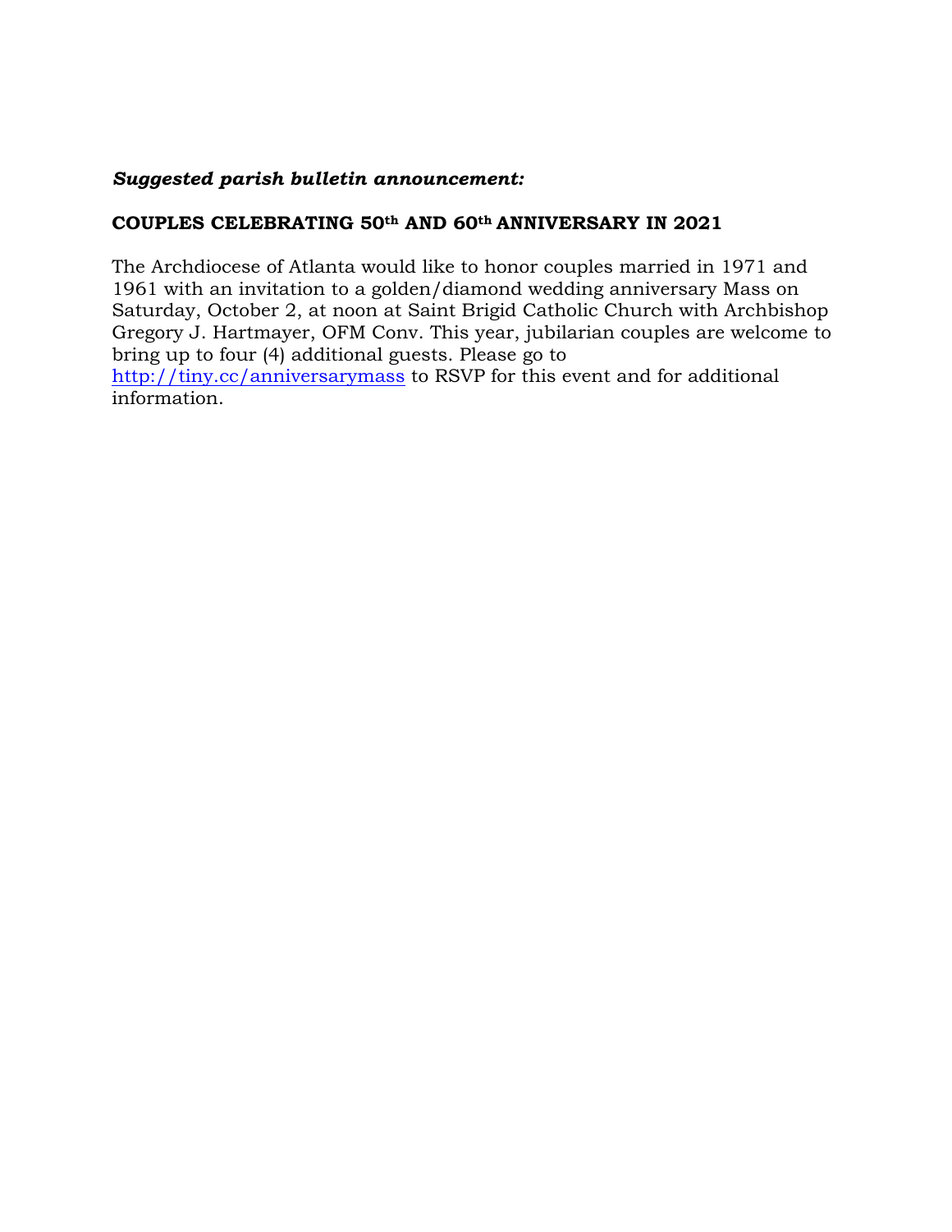***Suggested parish bulletin announcement:***

**COUPLES CELEBRATING 50$^{th}$ AND 60$^{th}$ ANNIVERSARY IN 2021**

The Archdiocese of Atlanta would like to honor couples married in 1971 and 1961 with an invitation to a golden/diamond wedding anniversary Mass on Saturday, October 2, at noon at Saint Brigid Catholic Church with Archbishop Gregory J. Hartmayer, OFM Conv. This year, jubilarian couples are welcome to bring up to four (4) additional guests. Please go to http://tiny.cc/anniversarymass to RSVP for this event and for additional information.